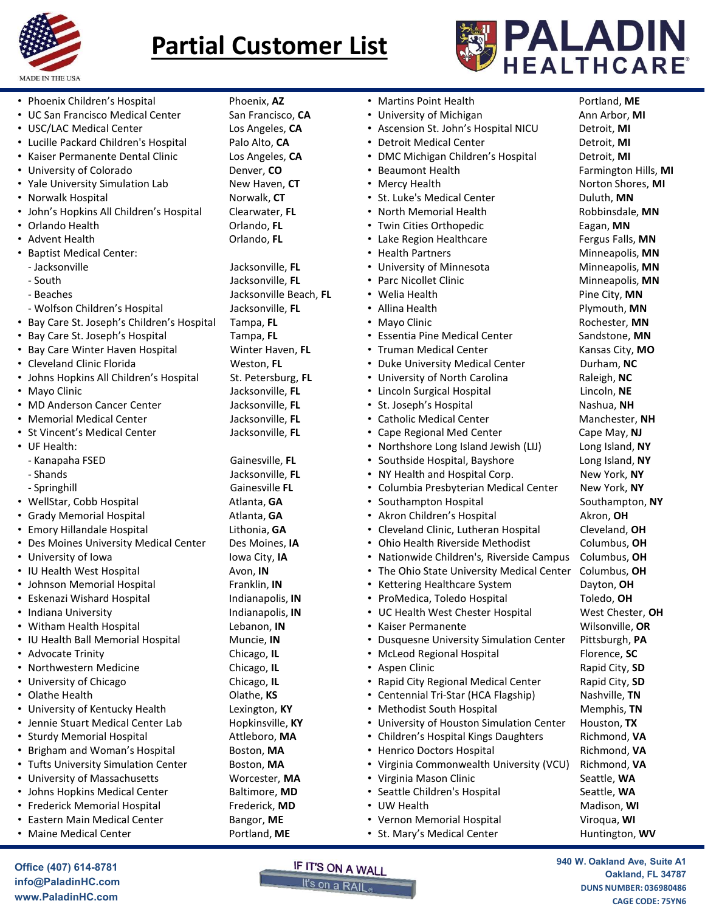MADE IN THE USA

# Partial Customer List

PALADIN HEALTHCARE®

| Customer | Location |
|---|---|
| Phoenix Children's Hospital | Phoenix, **AZ** |
| UC San Francisco Medical Center | San Francisco, **CA** |
| USC/LAC Medical Center | Los Angeles, **CA** |
| Lucille Packard Children's Hospital | Palo Alto, **CA** |
| Kaiser Permanente Dental Clinic | Los Angeles, **CA** |
| University of Colorado | Denver, **CO** |
| Yale University Simulation Lab | New Haven, **CT** |
| Norwalk Hospital | Norwalk, **CT** |
| John's Hopkins All Children's Hospital | Clearwater, **FL** |
| Orlando Health | Orlando, **FL** |
| Advent Health | Orlando, **FL** |
| Baptist Medical Center: | |
| - Jacksonville | Jacksonville, **FL** |
| - South | Jacksonville, **FL** |
| - Beaches | Jacksonville Beach, **FL** |
| - Wolfson Children's Hospital | Jacksonville, **FL** |
| Bay Care St. Joseph's Children's Hospital | Tampa, **FL** |
| Bay Care St. Joseph's Hospital | Tampa, **FL** |
| Bay Care Winter Haven Hospital | Winter Haven, **FL** |
| Cleveland Clinic Florida | Weston, **FL** |
| Johns Hopkins All Children's Hospital | St. Petersburg, **FL** |
| Mayo Clinic | Jacksonville, **FL** |
| MD Anderson Cancer Center | Jacksonville, **FL** |
| Memorial Medical Center | Jacksonville, **FL** |
| St Vincent's Medical Center | Jacksonville, **FL** |
| UF Health: | |
| - Kanapaha FSED | Gainesville, **FL** |
| - Shands | Jacksonville, **FL** |
| - Springhill | Gainesville **FL** |
| WellStar, Cobb Hospital | Atlanta, **GA** |
| Grady Memorial Hospital | Atlanta, **GA** |
| Emory Hillandale Hospital | Lithonia, **GA** |
| Des Moines University Medical Center | Des Moines, **IA** |
| University of Iowa | Iowa City, **IA** |
| IU Health West Hospital | Avon, **IN** |
| Johnson Memorial Hospital | Franklin, **IN** |
| Eskenazi Wishard Hospital | Indianapolis, **IN** |
| Indiana University | Indianapolis, **IN** |
| Witham Health Hospital | Lebanon, **IN** |
| IU Health Ball Memorial Hospital | Muncie, **IN** |
| Advocate Trinity | Chicago, **IL** |
| Northwestern Medicine | Chicago, **IL** |
| University of Chicago | Chicago, **IL** |
| Olathe Health | Olathe, **KS** |
| University of Kentucky Health | Lexington, **KY** |
| Jennie Stuart Medical Center Lab | Hopkinsville, **KY** |
| Sturdy Memorial Hospital | Attleboro, **MA** |
| Brigham and Woman's Hospital | Boston, **MA** |
| Tufts University Simulation Center | Boston, **MA** |
| University of Massachusetts | Worcester, **MA** |
| Johns Hopkins Medical Center | Baltimore, **MD** |
| Frederick Memorial Hospital | Frederick, **MD** |
| Eastern Main Medical Center | Bangor, **ME** |
| Maine Medical Center | Portland, **ME** |
| Martins Point Health | Portland, **ME** |
| University of Michigan | Ann Arbor, **MI** |
| Ascension St. John's Hospital NICU | Detroit, **MI** |
| Detroit Medical Center | Detroit, **MI** |
| DMC Michigan Children's Hospital | Detroit, **MI** |
| Beaumont Health | Farmington Hills, **MI** |
| Mercy Health | Norton Shores, **MI** |
| St. Luke's Medical Center | Duluth, **MN** |
| North Memorial Health | Robbinsdale, **MN** |
| Twin Cities Orthopedic | Eagan, **MN** |
| Lake Region Healthcare | Fergus Falls, **MN** |
| Health Partners | Minneapolis, **MN** |
| University of Minnesota | Minneapolis, **MN** |
| Parc Nicollet Clinic | Minneapolis, **MN** |
| Welia Health | Pine City, **MN** |
| Allina Health | Plymouth, **MN** |
| Mayo Clinic | Rochester, **MN** |
| Essentia Pine Medical Center | Sandstone, **MN** |
| Truman Medical Center | Kansas City, **MO** |
| Duke University Medical Center | Durham, **NC** |
| University of North Carolina | Raleigh, **NC** |
| Lincoln Surgical Hospital | Lincoln, **NE** |
| St. Joseph's Hospital | Nashua, **NH** |
| Catholic Medical Center | Manchester, **NH** |
| Cape Regional Med Center | Cape May, **NJ** |
| Northshore Long Island Jewish (LIJ) | Long Island, **NY** |
| Southside Hospital, Bayshore | Long Island, **NY** |
| NY Health and Hospital Corp. | New York, **NY** |
| Columbia Presbyterian Medical Center | New York, **NY** |
| Southampton Hospital | Southampton, **NY** |
| Akron Children's Hospital | Akron, **OH** |
| Cleveland Clinic, Lutheran Hospital | Cleveland, **OH** |
| Ohio Health Riverside Methodist | Columbus, **OH** |
| Nationwide Children's, Riverside Campus | Columbus, **OH** |
| The Ohio State University Medical Center | Columbus, **OH** |
| Kettering Healthcare System | Dayton, **OH** |
| ProMedica, Toledo Hospital | Toledo, **OH** |
| UC Health West Chester Hospital | West Chester, **OH** |
| Kaiser Permanente | Wilsonville, **OR** |
| Dusquesne University Simulation Center | Pittsburgh, **PA** |
| McLeod Regional Hospital | Florence, **SC** |
| Aspen Clinic | Rapid City, **SD** |
| Rapid City Regional Medical Center | Rapid City, **SD** |
| Centennial Tri-Star (HCA Flagship) | Nashville, **TN** |
| Methodist South Hospital | Memphis, **TN** |
| University of Houston Simulation Center | Houston, **TX** |
| Children's Hospital Kings Daughters | Richmond, **VA** |
| Henrico Doctors Hospital | Richmond, **VA** |
| Virginia Commonwealth University (VCU) | Richmond, **VA** |
| Virginia Mason Clinic | Seattle, **WA** |
| Seattle Children's Hospital | Seattle, **WA** |
| UW Health | Madison, **WI** |
| Vernon Memorial Hospital | Viroqua, **WI** |
| St. Mary's Medical Center | Huntington, **WV** |

**Office (407) 614-8781**
**info@PaladinHC.com**
**www.PaladinHC.com**

IF IT'S ON A WALL
It's on a RAIL®

**940 W. Oakland Ave, Suite A1**
**Oakland, FL 34787**
**DUNS NUMBER: 036980486**
**CAGE CODE: 75YN6**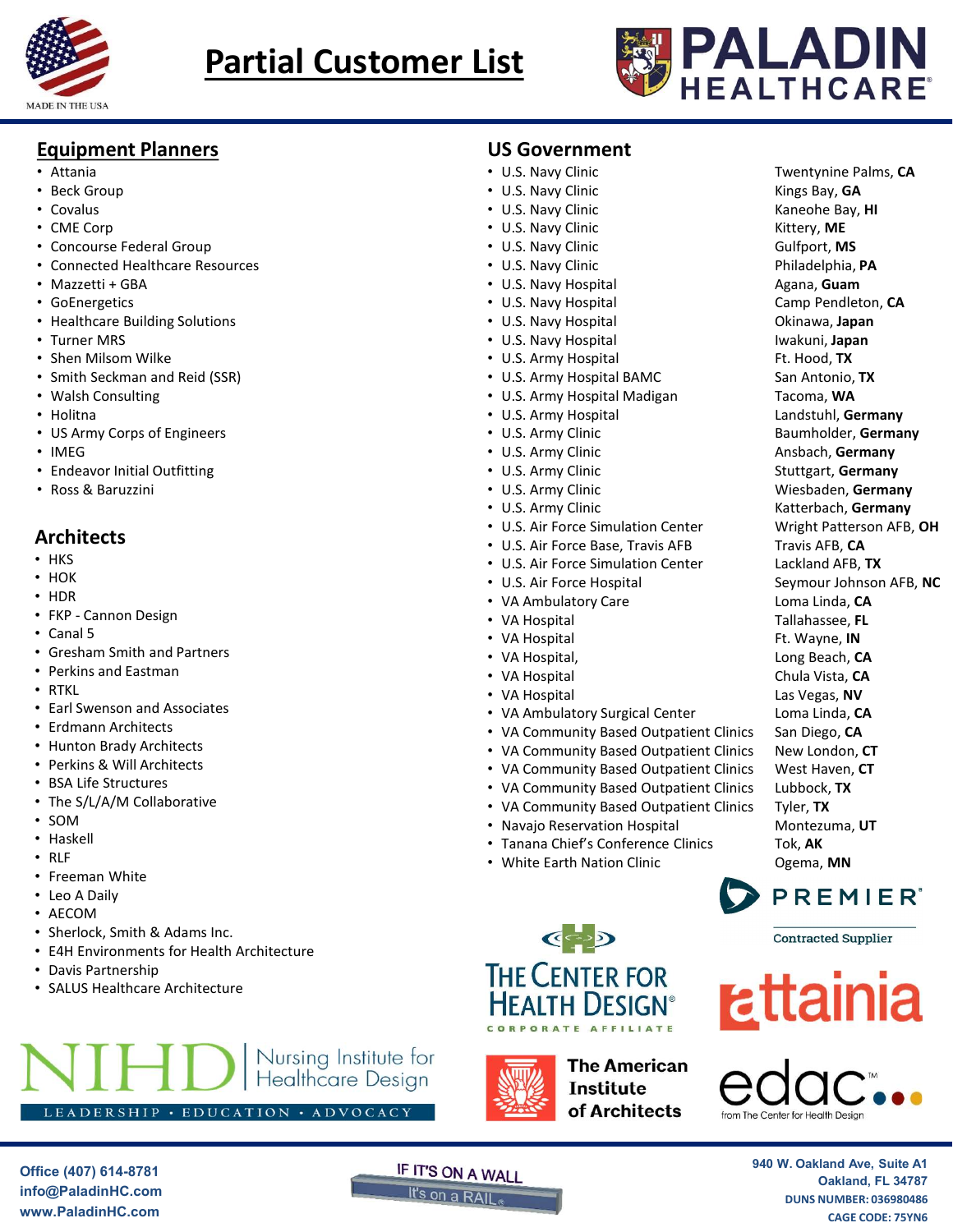# Partial Customer List

MADE IN THE USA

PALADIN HEALTHCARE®

## Equipment Planners

- Attania
- Beck Group
- Covalus
- CME Corp
- Concourse Federal Group
- Connected Healthcare Resources
- Mazzetti + GBA
- GoEnergetics
- Healthcare Building Solutions
- Turner MRS
- Shen Milsom Wilke
- Smith Seckman and Reid (SSR)
- Walsh Consulting
- Holitna
- US Army Corps of Engineers
- IMEG
- Endeavor Initial Outfitting
- Ross & Baruzzini

## Architects

- HKS
- HOK
- HDR
- FKP - Cannon Design
- Canal 5
- Gresham Smith and Partners
- Perkins and Eastman
- RTKL
- Earl Swenson and Associates
- Erdmann Architects
- Hunton Brady Architects
- Perkins & Will Architects
- BSA Life Structures
- The S/L/A/M Collaborative
- SOM
- Haskell
- RLF
- Freeman White
- Leo A Daily
- AECOM
- Sherlock, Smith & Adams Inc.
- E4H Environments for Health Architecture
- Davis Partnership
- SALUS Healthcare Architecture

## US Government

| | |
|---|---|
| U.S. Navy Clinic | Twentynine Palms, **CA** |
| U.S. Navy Clinic | Kings Bay, **GA** |
| U.S. Navy Clinic | Kaneohe Bay, **HI** |
| U.S. Navy Clinic | Kittery, **ME** |
| U.S. Navy Clinic | Gulfport, **MS** |
| U.S. Navy Clinic | Philadelphia, **PA** |
| U.S. Navy Hospital | Agana, **Guam** |
| U.S. Navy Hospital | Camp Pendleton, **CA** |
| U.S. Navy Hospital | Okinawa, **Japan** |
| U.S. Navy Hospital | Iwakuni, **Japan** |
| U.S. Army Hospital | Ft. Hood, **TX** |
| U.S. Army Hospital BAMC | San Antonio, **TX** |
| U.S. Army Hospital Madigan | Tacoma, **WA** |
| U.S. Army Hospital | Landstuhl, **Germany** |
| U.S. Army Clinic | Baumholder, **Germany** |
| U.S. Army Clinic | Ansbach, **Germany** |
| U.S. Army Clinic | Stuttgart, **Germany** |
| U.S. Army Clinic | Wiesbaden, **Germany** |
| U.S. Army Clinic | Katterbach, **Germany** |
| U.S. Air Force Simulation Center | Wright Patterson AFB, **OH** |
| U.S. Air Force Base, Travis AFB | Travis AFB, **CA** |
| U.S. Air Force Simulation Center | Lackland AFB, **TX** |
| U.S. Air Force Hospital | Seymour Johnson AFB, **NC** |
| VA Ambulatory Care | Loma Linda, **CA** |
| VA Hospital | Tallahassee, **FL** |
| VA Hospital | Ft. Wayne, **IN** |
| VA Hospital, | Long Beach, **CA** |
| VA Hospital | Chula Vista, **CA** |
| VA Hospital | Las Vegas, **NV** |
| VA Ambulatory Surgical Center | Loma Linda, **CA** |
| VA Community Based Outpatient Clinics | San Diego, **CA** |
| VA Community Based Outpatient Clinics | New London, **CT** |
| VA Community Based Outpatient Clinics | West Haven, **CT** |
| VA Community Based Outpatient Clinics | Lubbock, **TX** |
| VA Community Based Outpatient Clinics | Tyler, **TX** |
| Navajo Reservation Hospital | Montezuma, **UT** |
| Tanana Chief's Conference Clinics | Tok, **AK** |
| White Earth Nation Clinic | Ogema, **MN** |

PREMIER® Contracted Supplier

THE CENTER FOR HEALTH DESIGN® CORPORATE AFFILIATE

attainia

NIHD Nursing Institute for Healthcare Design — LEADERSHIP • EDUCATION • ADVOCACY

The American Institute of Architects

edac™ from The Center for Health Design

Office (407) 614-8781
info@PaladinHC.com
www.PaladinHC.com

IF IT'S ON A WALL It's on a RAIL®

940 W. Oakland Ave, Suite A1
Oakland, FL 34787
DUNS NUMBER: 036980486
CAGE CODE: 75YN6